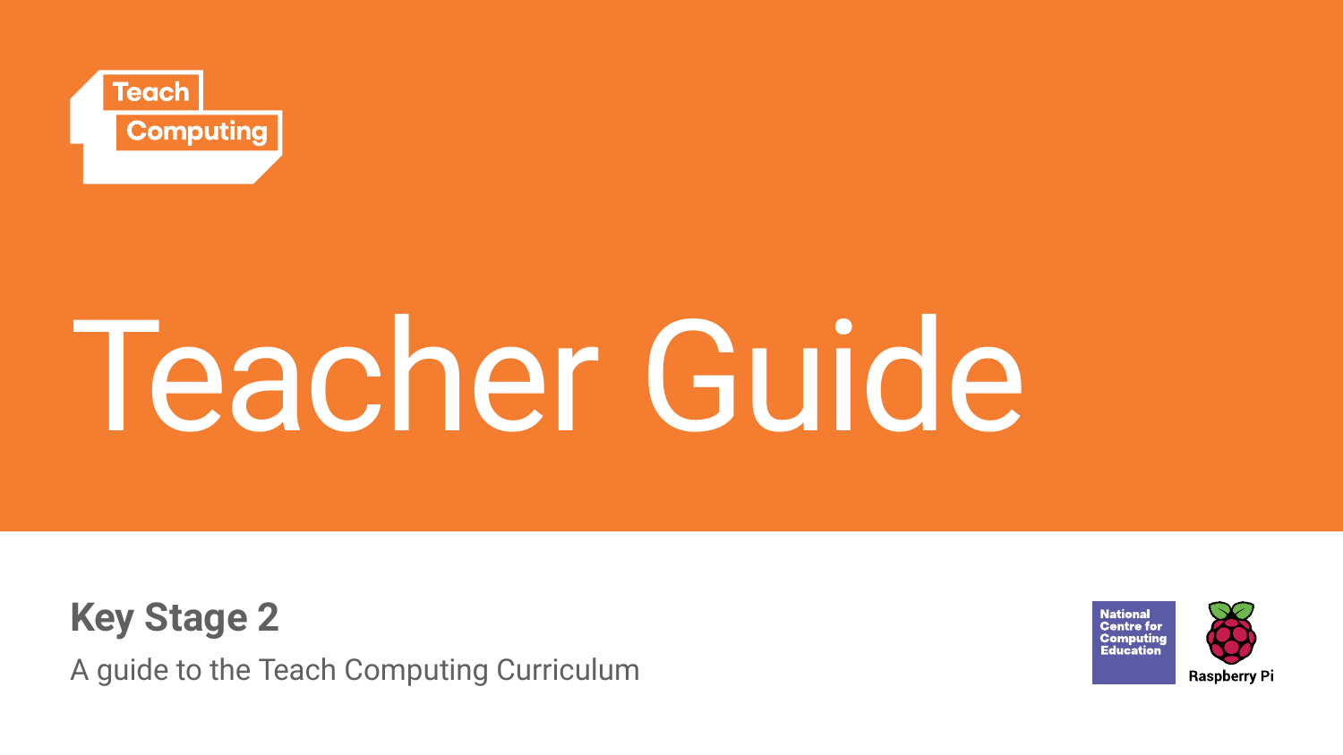Teach Computing

# Teacher Guide

## Key Stage 2

A guide to the Teach Computing Curriculum

National Centre for Computing Education

Raspberry Pi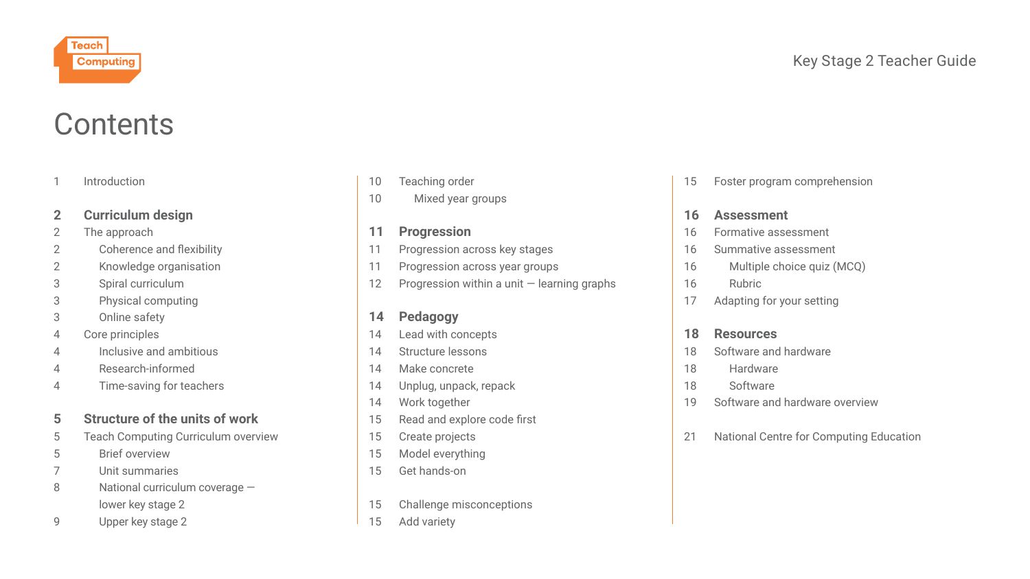# Contents

1 Introduction

**2 Curriculum design**

- 2 The approach
  - 2 Coherence and flexibility
  - 2 Knowledge organisation
  - 3 Spiral curriculum
  - 3 Physical computing
  - 3 Online safety
- 4 Core principles
  - 4 Inclusive and ambitious
  - 4 Research-informed
  - 4 Time-saving for teachers

**5 Structure of the units of work**

- 5 Teach Computing Curriculum overview
  - 5 Brief overview
  - 7 Unit summaries
  - 8 National curriculum coverage — lower key stage 2
  - 9 Upper key stage 2
- 10 Teaching order
  - 10 Mixed year groups

**11 Progression**

- 11 Progression across key stages
- 11 Progression across year groups
- 12 Progression within a unit — learning graphs

**14 Pedagogy**

- 14 Lead with concepts
- 14 Structure lessons
- 14 Make concrete
- 14 Unplug, unpack, repack
- 14 Work together
- 15 Read and explore code first
- 15 Create projects
- 15 Model everything
- 15 Get hands-on
- 15 Challenge misconceptions
- 15 Add variety
- 15 Foster program comprehension

**16 Assessment**

- 16 Formative assessment
- 16 Summative assessment
  - 16 Multiple choice quiz (MCQ)
  - 16 Rubric
- 17 Adapting for your setting

**18 Resources**

- 18 Software and hardware
  - 18 Hardware
  - 18 Software
- 19 Software and hardware overview

21 National Centre for Computing Education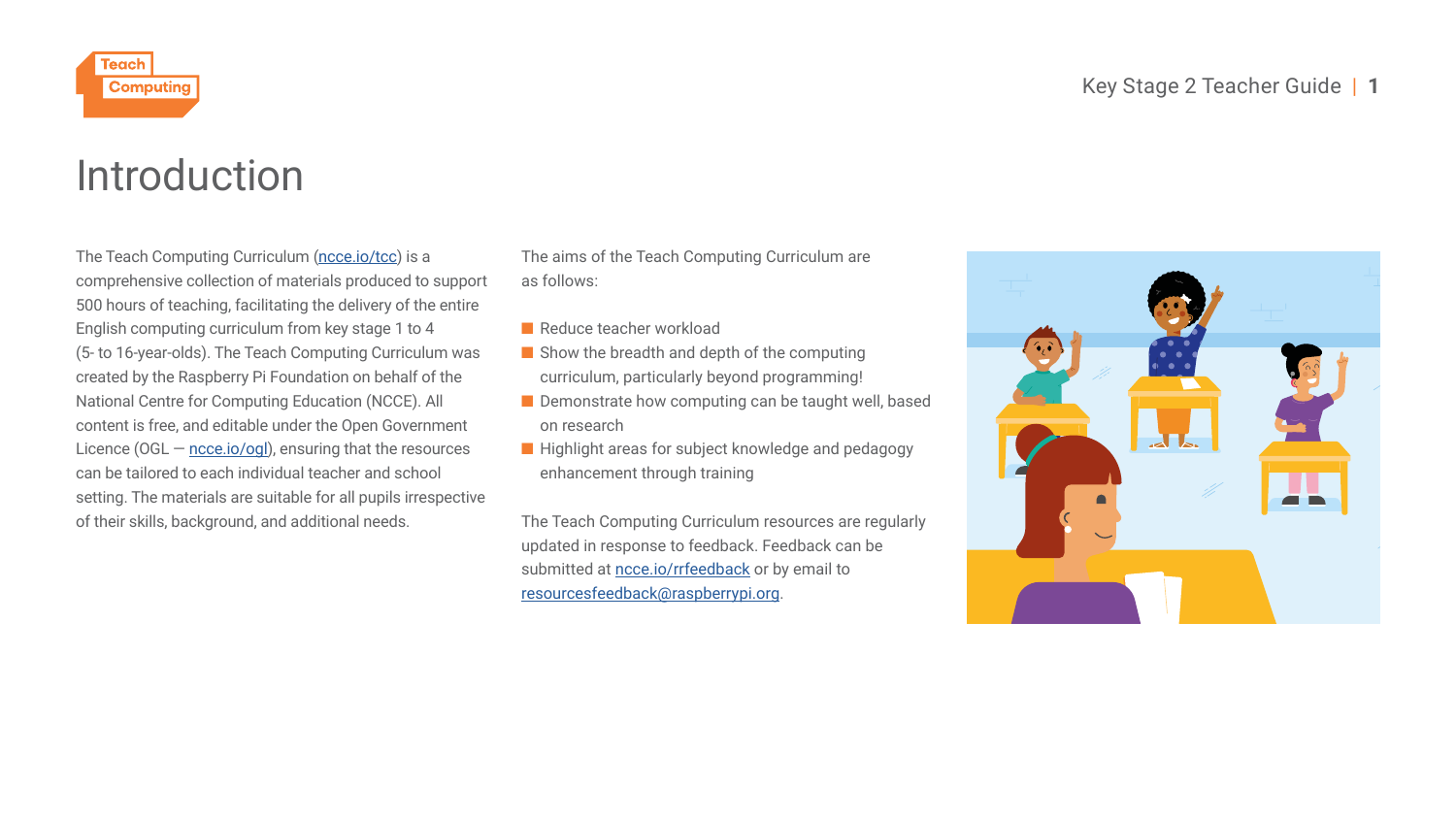# Introduction

The Teach Computing Curriculum (ncce.io/tcc) is a comprehensive collection of materials produced to support 500 hours of teaching, facilitating the delivery of the entire English computing curriculum from key stage 1 to 4 (5- to 16-year-olds). The Teach Computing Curriculum was created by the Raspberry Pi Foundation on behalf of the National Centre for Computing Education (NCCE). All content is free, and editable under the Open Government Licence (OGL — ncce.io/ogl), ensuring that the resources can be tailored to each individual teacher and school setting. The materials are suitable for all pupils irrespective of their skills, background, and additional needs.

The aims of the Teach Computing Curriculum are as follows:

- Reduce teacher workload
- Show the breadth and depth of the computing curriculum, particularly beyond programming!
- Demonstrate how computing can be taught well, based on research
- Highlight areas for subject knowledge and pedagogy enhancement through training

The Teach Computing Curriculum resources are regularly updated in response to feedback. Feedback can be submitted at ncce.io/rrfeedback or by email to resourcesfeedback@raspberrypi.org.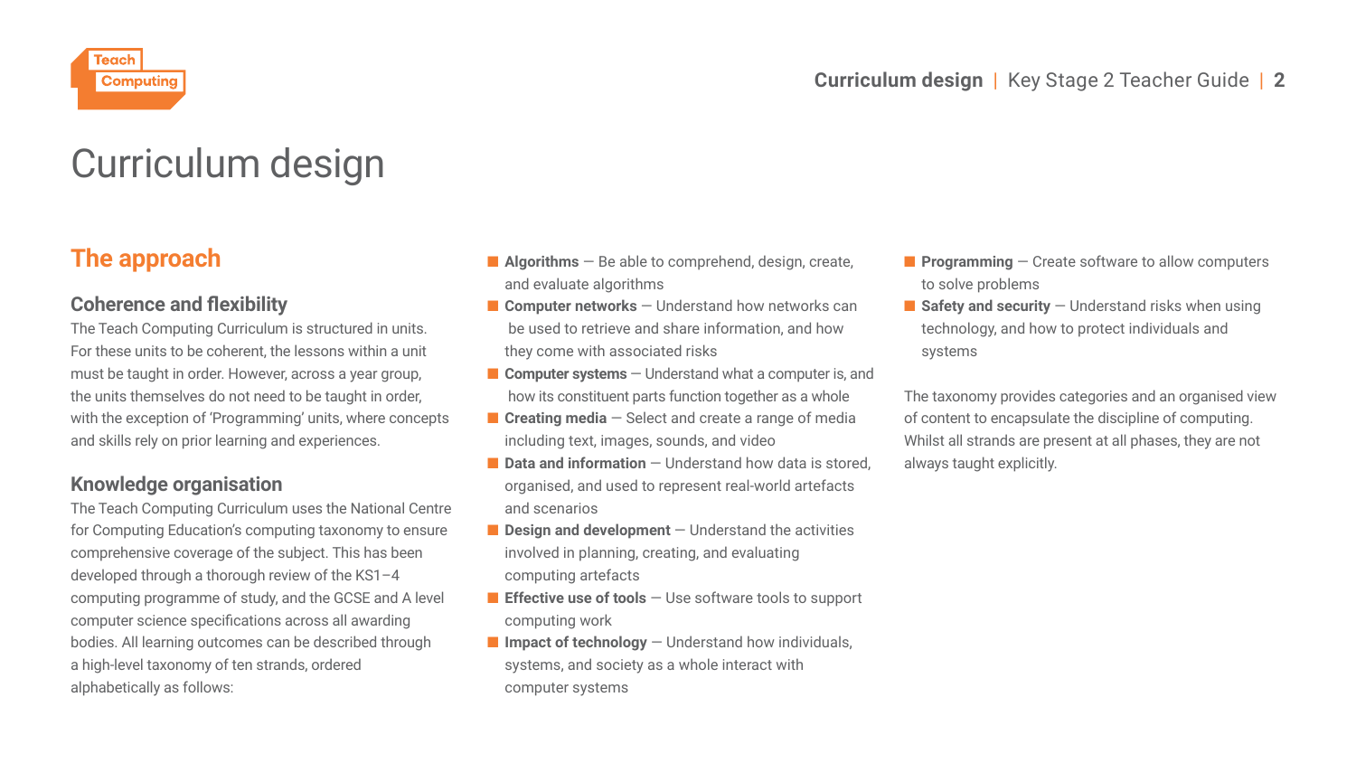# Curriculum design

## The approach

### Coherence and flexibility

The Teach Computing Curriculum is structured in units. For these units to be coherent, the lessons within a unit must be taught in order. However, across a year group, the units themselves do not need to be taught in order, with the exception of 'Programming' units, where concepts and skills rely on prior learning and experiences.

### Knowledge organisation

The Teach Computing Curriculum uses the National Centre for Computing Education's computing taxonomy to ensure comprehensive coverage of the subject. This has been developed through a thorough review of the KS1–4 computing programme of study, and the GCSE and A level computer science specifications across all awarding bodies. All learning outcomes can be described through a high-level taxonomy of ten strands, ordered alphabetically as follows:

- **Algorithms** — Be able to comprehend, design, create, and evaluate algorithms
- **Computer networks** — Understand how networks can be used to retrieve and share information, and how they come with associated risks
- **Computer systems** — Understand what a computer is, and how its constituent parts function together as a whole
- **Creating media** — Select and create a range of media including text, images, sounds, and video
- **Data and information** — Understand how data is stored, organised, and used to represent real-world artefacts and scenarios
- **Design and development** — Understand the activities involved in planning, creating, and evaluating computing artefacts
- **Effective use of tools** — Use software tools to support computing work
- **Impact of technology** — Understand how individuals, systems, and society as a whole interact with computer systems
- **Programming** — Create software to allow computers to solve problems
- **Safety and security** — Understand risks when using technology, and how to protect individuals and systems

The taxonomy provides categories and an organised view of content to encapsulate the discipline of computing. Whilst all strands are present at all phases, they are not always taught explicitly.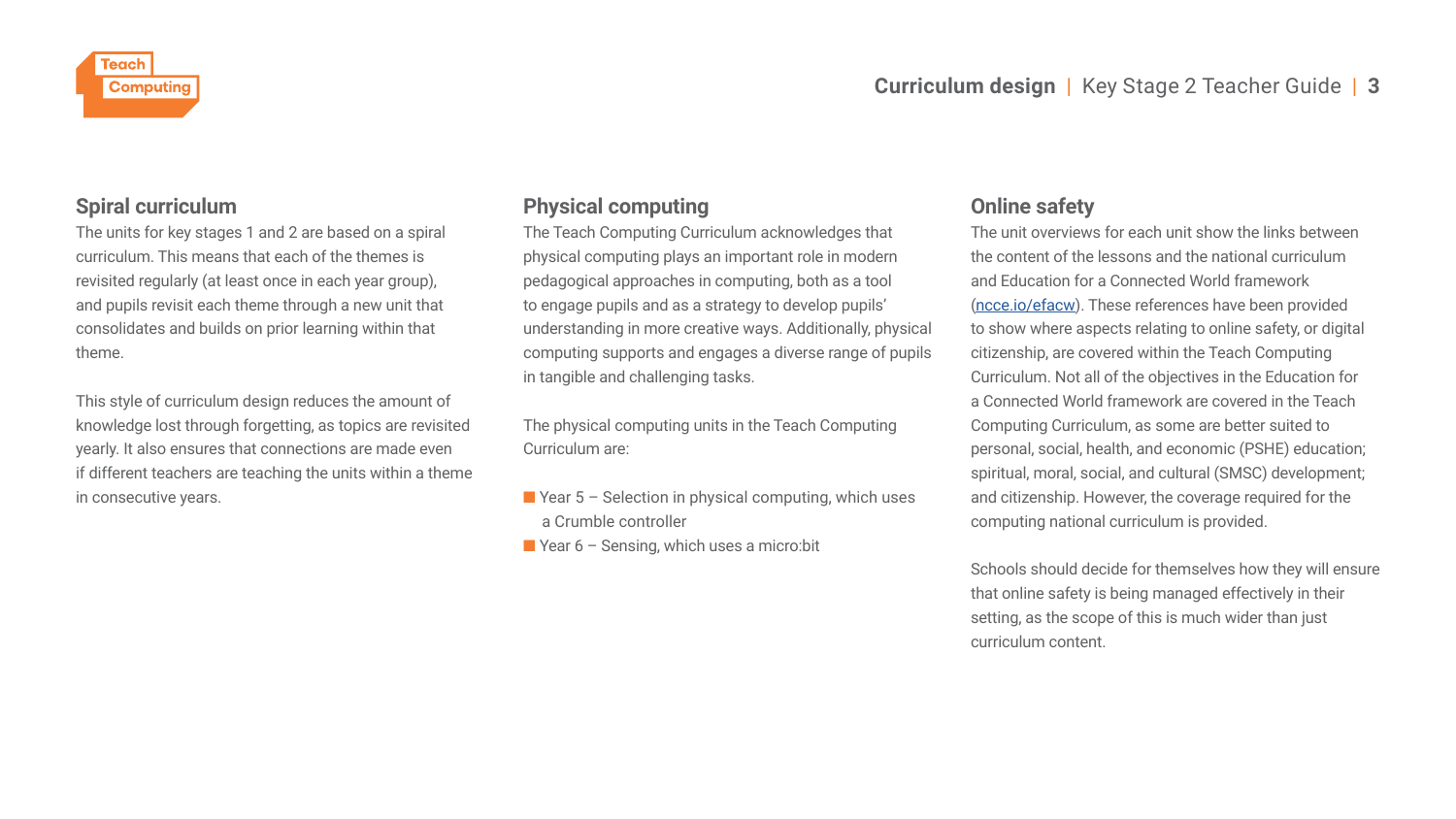## Spiral curriculum

The units for key stages 1 and 2 are based on a spiral curriculum. This means that each of the themes is revisited regularly (at least once in each year group), and pupils revisit each theme through a new unit that consolidates and builds on prior learning within that theme.

This style of curriculum design reduces the amount of knowledge lost through forgetting, as topics are revisited yearly. It also ensures that connections are made even if different teachers are teaching the units within a theme in consecutive years.

## Physical computing

The Teach Computing Curriculum acknowledges that physical computing plays an important role in modern pedagogical approaches in computing, both as a tool to engage pupils and as a strategy to develop pupils' understanding in more creative ways. Additionally, physical computing supports and engages a diverse range of pupils in tangible and challenging tasks.

The physical computing units in the Teach Computing Curriculum are:

- Year 5 – Selection in physical computing, which uses a Crumble controller
- Year 6 – Sensing, which uses a micro:bit

## Online safety

The unit overviews for each unit show the links between the content of the lessons and the national curriculum and Education for a Connected World framework (ncce.io/efacw). These references have been provided to show where aspects relating to online safety, or digital citizenship, are covered within the Teach Computing Curriculum. Not all of the objectives in the Education for a Connected World framework are covered in the Teach Computing Curriculum, as some are better suited to personal, social, health, and economic (PSHE) education; spiritual, moral, social, and cultural (SMSC) development; and citizenship. However, the coverage required for the computing national curriculum is provided.

Schools should decide for themselves how they will ensure that online safety is being managed effectively in their setting, as the scope of this is much wider than just curriculum content.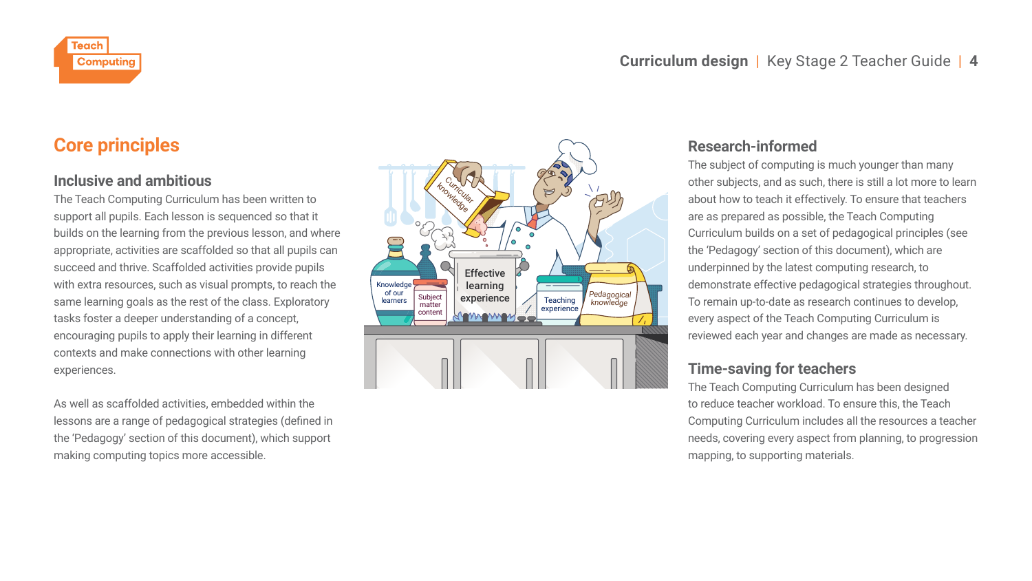## Core principles

### Inclusive and ambitious

The Teach Computing Curriculum has been written to support all pupils. Each lesson is sequenced so that it builds on the learning from the previous lesson, and where appropriate, activities are scaffolded so that all pupils can succeed and thrive. Scaffolded activities provide pupils with extra resources, such as visual prompts, to reach the same learning goals as the rest of the class. Exploratory tasks foster a deeper understanding of a concept, encouraging pupils to apply their learning in different contexts and make connections with other learning experiences.

As well as scaffolded activities, embedded within the lessons are a range of pedagogical strategies (defined in the 'Pedagogy' section of this document), which support making computing topics more accessible.

### Research-informed

The subject of computing is much younger than many other subjects, and as such, there is still a lot more to learn about how to teach it effectively. To ensure that teachers are as prepared as possible, the Teach Computing Curriculum builds on a set of pedagogical principles (see the 'Pedagogy' section of this document), which are underpinned by the latest computing research, to demonstrate effective pedagogical strategies throughout. To remain up-to-date as research continues to develop, every aspect of the Teach Computing Curriculum is reviewed each year and changes are made as necessary.

### Time-saving for teachers

The Teach Computing Curriculum has been designed to reduce teacher workload. To ensure this, the Teach Computing Curriculum includes all the resources a teacher needs, covering every aspect from planning, to progression mapping, to supporting materials.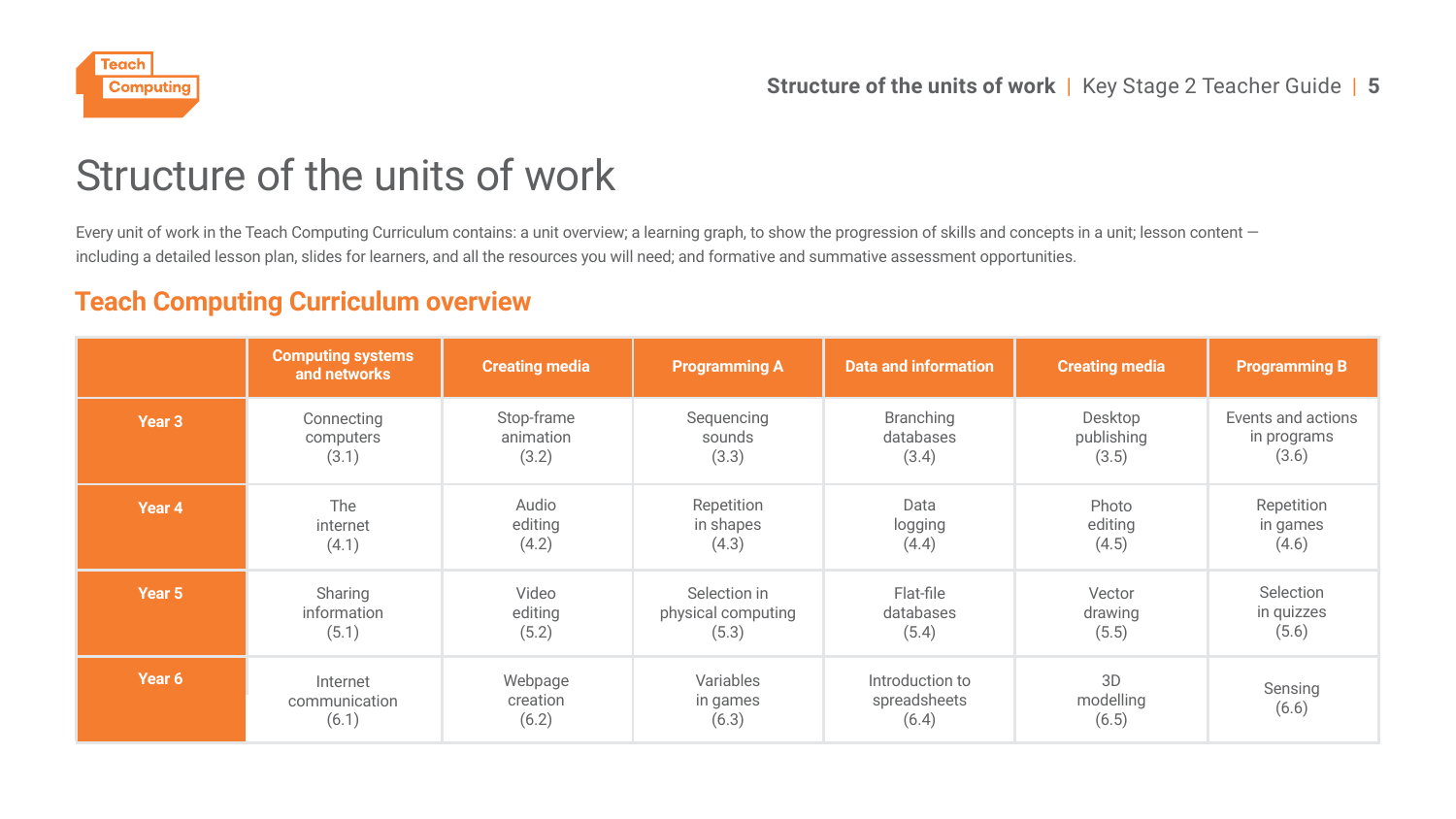# Structure of the units of work

Every unit of work in the Teach Computing Curriculum contains: a unit overview; a learning graph, to show the progression of skills and concepts in a unit; lesson content — including a detailed lesson plan, slides for learners, and all the resources you will need; and formative and summative assessment opportunities.

## Teach Computing Curriculum overview

| | Computing systems and networks | Creating media | Programming A | Data and information | Creating media | Programming B |
|---|---|---|---|---|---|---|
| **Year 3** | Connecting computers (3.1) | Stop-frame animation (3.2) | Sequencing sounds (3.3) | Branching databases (3.4) | Desktop publishing (3.5) | Events and actions in programs (3.6) |
| **Year 4** | The internet (4.1) | Audio editing (4.2) | Repetition in shapes (4.3) | Data logging (4.4) | Photo editing (4.5) | Repetition in games (4.6) |
| **Year 5** | Sharing information (5.1) | Video editing (5.2) | Selection in physical computing (5.3) | Flat-file databases (5.4) | Vector drawing (5.5) | Selection in quizzes (5.6) |
| **Year 6** | Internet communication (6.1) | Webpage creation (6.2) | Variables in games (6.3) | Introduction to spreadsheets (6.4) | 3D modelling (6.5) | Sensing (6.6) |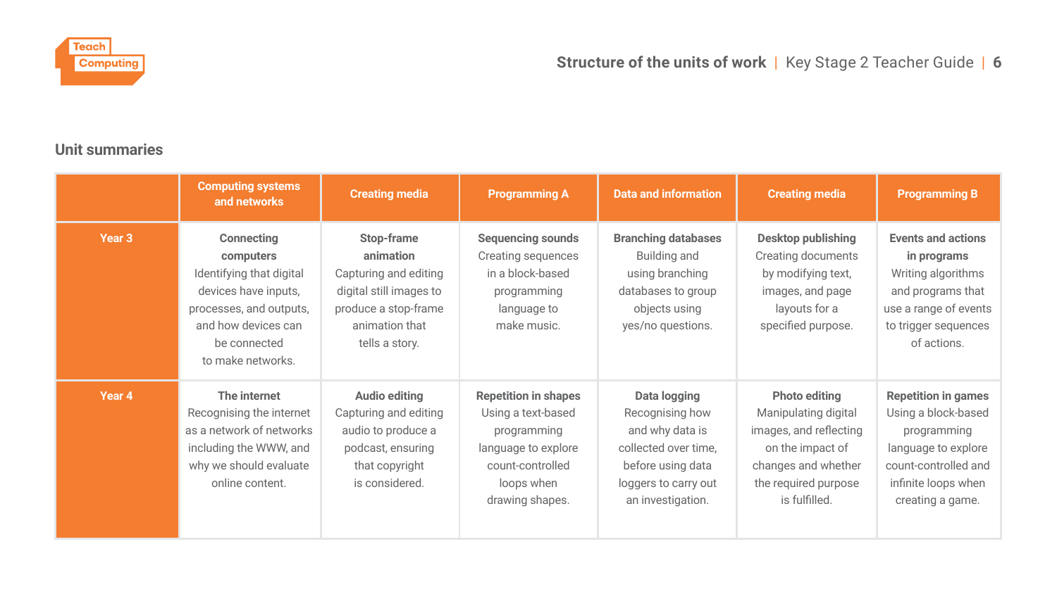## Unit summaries

| | Computing systems and networks | Creating media | Programming A | Data and information | Creating media | Programming B |
|---|---|---|---|---|---|---|
| **Year 3** | **Connecting computers** Identifying that digital devices have inputs, processes, and outputs, and how devices can be connected to make networks. | **Stop-frame animation** Capturing and editing digital still images to produce a stop-frame animation that tells a story. | **Sequencing sounds** Creating sequences in a block-based programming language to make music. | **Branching databases** Building and using branching databases to group objects using yes/no questions. | **Desktop publishing** Creating documents by modifying text, images, and page layouts for a specified purpose. | **Events and actions in programs** Writing algorithms and programs that use a range of events to trigger sequences of actions. |
| **Year 4** | **The internet** Recognising the internet as a network of networks including the WWW, and why we should evaluate online content. | **Audio editing** Capturing and editing audio to produce a podcast, ensuring that copyright is considered. | **Repetition in shapes** Using a text-based programming language to explore count-controlled loops when drawing shapes. | **Data logging** Recognising how and why data is collected over time, before using data loggers to carry out an investigation. | **Photo editing** Manipulating digital images, and reflecting on the impact of changes and whether the required purpose is fulfilled. | **Repetition in games** Using a block-based programming language to explore count-controlled and infinite loops when creating a game. |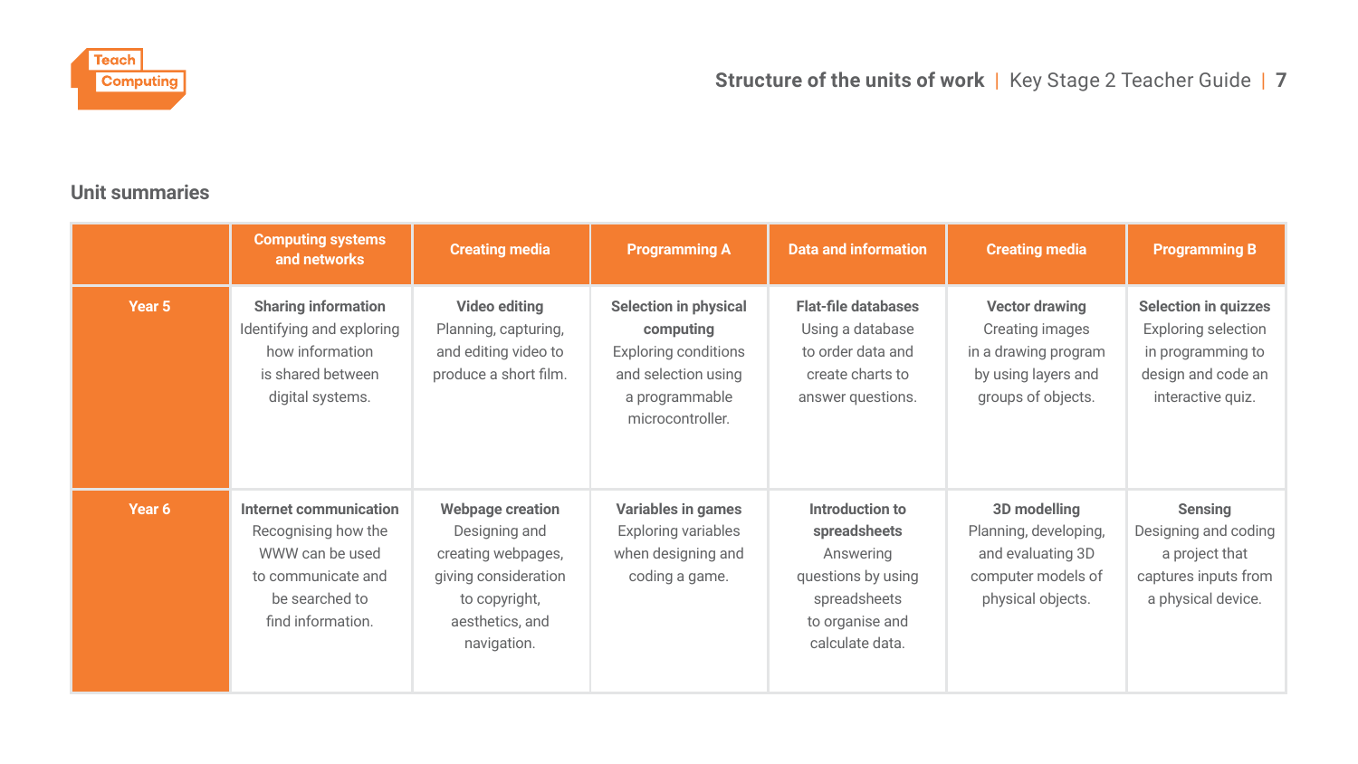## Unit summaries

| | Computing systems and networks | Creating media | Programming A | Data and information | Creating media | Programming B |
|---|---|---|---|---|---|---|
| **Year 5** | **Sharing information** Identifying and exploring how information is shared between digital systems. | **Video editing** Planning, capturing, and editing video to produce a short film. | **Selection in physical computing** Exploring conditions and selection using a programmable microcontroller. | **Flat-file databases** Using a database to order data and create charts to answer questions. | **Vector drawing** Creating images in a drawing program by using layers and groups of objects. | **Selection in quizzes** Exploring selection in programming to design and code an interactive quiz. |
| **Year 6** | **Internet communication** Recognising how the WWW can be used to communicate and be searched to find information. | **Webpage creation** Designing and creating webpages, giving consideration to copyright, aesthetics, and navigation. | **Variables in games** Exploring variables when designing and coding a game. | **Introduction to spreadsheets** Answering questions by using spreadsheets to organise and calculate data. | **3D modelling** Planning, developing, and evaluating 3D computer models of physical objects. | **Sensing** Designing and coding a project that captures inputs from a physical device. |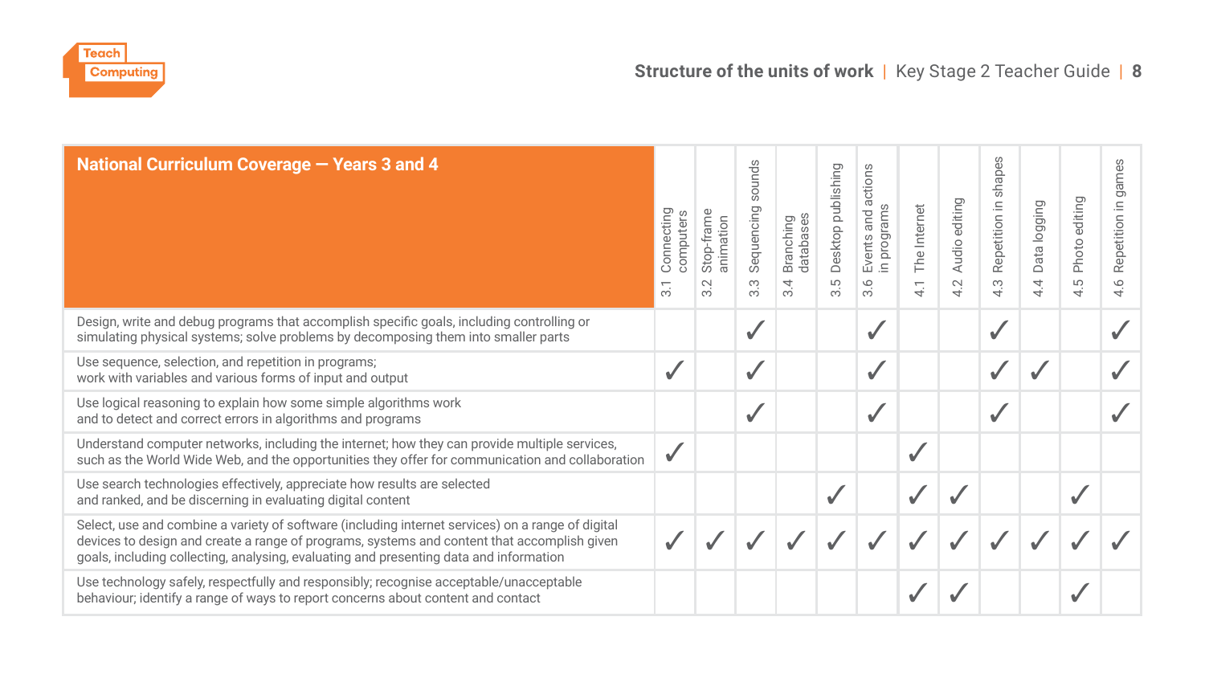| National Curriculum Coverage — Years 3 and 4 | 3.1 Connecting computers | 3.2 Stop-frame animation | 3.3 Sequencing sounds | 3.4 Branching databases | 3.5 Desktop publishing | 3.6 Events and actions in programs | 4.1 The Internet | 4.2 Audio editing | 4.3 Repetition in shapes | 4.4 Data logging | 4.5 Photo editing | 4.6 Repetition in games |
|---|---|---|---|---|---|---|---|---|---|---|---|---|
| Design, write and debug programs that accomplish specific goals, including controlling or simulating physical systems; solve problems by decomposing them into smaller parts | | | ✓ | | | ✓ | | | ✓ | | | ✓ |
| Use sequence, selection, and repetition in programs; work with variables and various forms of input and output | ✓ | | ✓ | | | ✓ | | | ✓ | ✓ | | ✓ |
| Use logical reasoning to explain how some simple algorithms work and to detect and correct errors in algorithms and programs | | | ✓ | | | ✓ | | | ✓ | | | ✓ |
| Understand computer networks, including the internet; how they can provide multiple services, such as the World Wide Web, and the opportunities they offer for communication and collaboration | ✓ | | | | | | ✓ | | | | | |
| Use search technologies effectively, appreciate how results are selected and ranked, and be discerning in evaluating digital content | | | | | ✓ | | ✓ | ✓ | | | ✓ | |
| Select, use and combine a variety of software (including internet services) on a range of digital devices to design and create a range of programs, systems and content that accomplish given goals, including collecting, analysing, evaluating and presenting data and information | ✓ | ✓ | ✓ | ✓ | ✓ | ✓ | ✓ | ✓ | ✓ | ✓ | ✓ | ✓ |
| Use technology safely, respectfully and responsibly; recognise acceptable/unacceptable behaviour; identify a range of ways to report concerns about content and contact | | | | | | | ✓ | ✓ | | | ✓ | |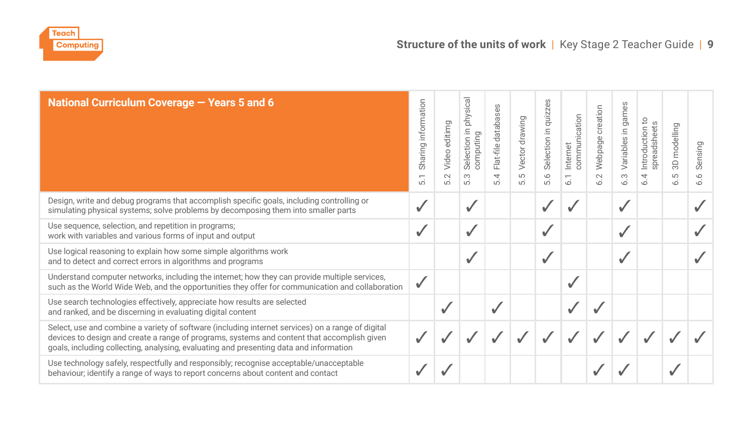| National Curriculum Coverage — Years 5 and 6 | 5.1 Sharing information | 5.2 Video editimg | 5.3 Selection in physical computing | 5.4 Flat-file databases | 5.5 Vector drawing | 5.6 Selection in quizzes | 6.1 Internet communication | 6.2 Webpage creation | 6.3 Variables in games | 6.4 Introduction to spreadsheets | 6.5 3D modelling | 6.6 Sensing |
|---|---|---|---|---|---|---|---|---|---|---|---|---|
| Design, write and debug programs that accomplish specific goals, including controlling or simulating physical systems; solve problems by decomposing them into smaller parts | ✓ | | ✓ | | | ✓ | ✓ | | ✓ | | | ✓ |
| Use sequence, selection, and repetition in programs; work with variables and various forms of input and output | ✓ | | ✓ | | | ✓ | | | ✓ | | | ✓ |
| Use logical reasoning to explain how some simple algorithms work and to detect and correct errors in algorithms and programs | | | ✓ | | | ✓ | | | ✓ | | | ✓ |
| Understand computer networks, including the internet; how they can provide multiple services, such as the World Wide Web, and the opportunities they offer for communication and collaboration | ✓ | | | | | | ✓ | | | | | |
| Use search technologies effectively, appreciate how results are selected and ranked, and be discerning in evaluating digital content | | ✓ | | ✓ | | | ✓ | ✓ | | | | |
| Select, use and combine a variety of software (including internet services) on a range of digital devices to design and create a range of programs, systems and content that accomplish given goals, including collecting, analysing, evaluating and presenting data and information | ✓ | ✓ | ✓ | ✓ | ✓ | ✓ | ✓ | ✓ | ✓ | ✓ | ✓ | ✓ |
| Use technology safely, respectfully and responsibly; recognise acceptable/unacceptable behaviour; identify a range of ways to report concerns about content and contact | ✓ | ✓ | | | | | | ✓ | ✓ | | ✓ | |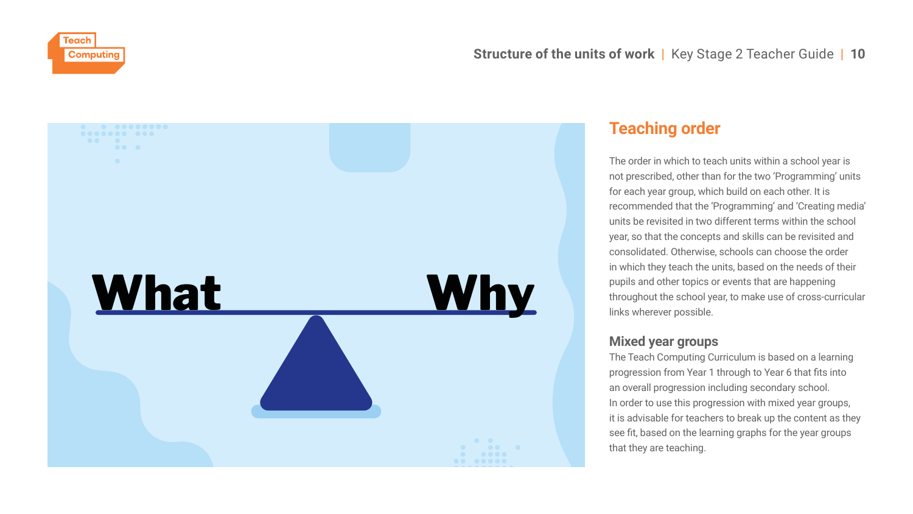## Teaching order

The order in which to teach units within a school year is not prescribed, other than for the two 'Programming' units for each year group, which build on each other. It is recommended that the 'Programming' and 'Creating media' units be revisited in two different terms within the school year, so that the concepts and skills can be revisited and consolidated. Otherwise, schools can choose the order in which they teach the units, based on the needs of their pupils and other topics or events that are happening throughout the school year, to make use of cross-curricular links wherever possible.

### Mixed year groups

The Teach Computing Curriculum is based on a learning progression from Year 1 through to Year 6 that fits into an overall progression including secondary school. In order to use this progression with mixed year groups, it is advisable for teachers to break up the content as they see fit, based on the learning graphs for the year groups that they are teaching.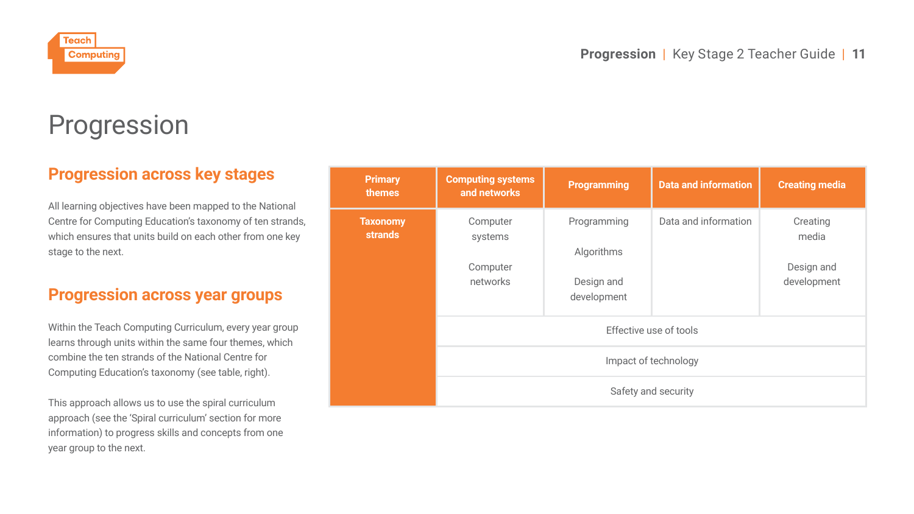# Progression

## Progression across key stages

All learning objectives have been mapped to the National Centre for Computing Education's taxonomy of ten strands, which ensures that units build on each other from one key stage to the next.

## Progression across year groups

Within the Teach Computing Curriculum, every year group learns through units within the same four themes, which combine the ten strands of the National Centre for Computing Education's taxonomy (see table, right).

This approach allows us to use the spiral curriculum approach (see the 'Spiral curriculum' section for more information) to progress skills and concepts from one year group to the next.

| Primary themes | Computing systems and networks | Programming | Data and information | Creating media |
|---|---|---|---|---|
| Taxonomy strands | Computer systems<br><br>Computer networks | Programming<br><br>Algorithms<br><br>Design and development | Data and information | Creating media<br><br>Design and development |
| | Effective use of tools | | | |
| | Impact of technology | | | |
| | Safety and security | | | |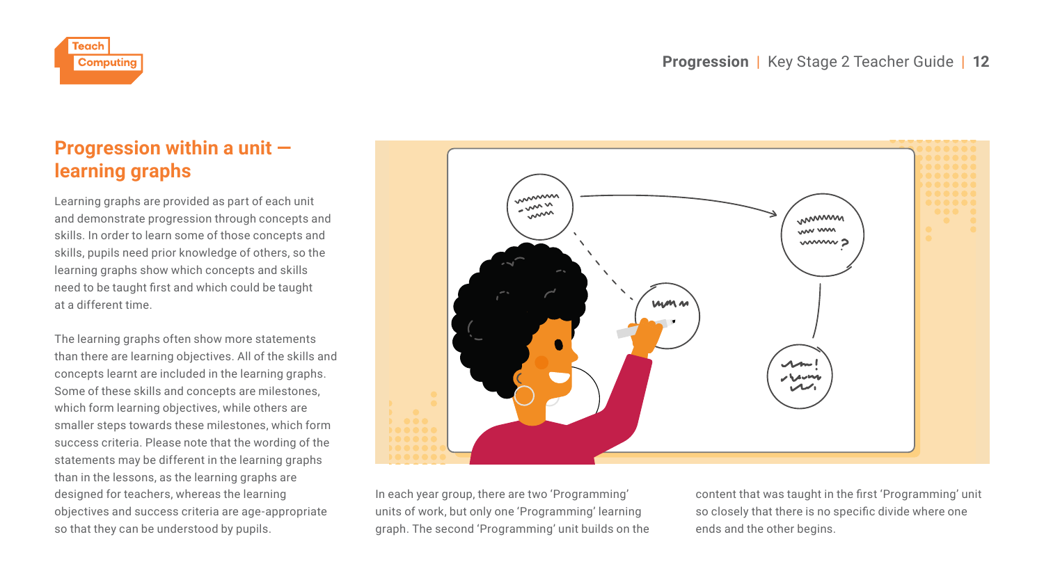## Progression within a unit — learning graphs

Learning graphs are provided as part of each unit and demonstrate progression through concepts and skills. In order to learn some of those concepts and skills, pupils need prior knowledge of others, so the learning graphs show which concepts and skills need to be taught first and which could be taught at a different time.

The learning graphs often show more statements than there are learning objectives. All of the skills and concepts learnt are included in the learning graphs. Some of these skills and concepts are milestones, which form learning objectives, while others are smaller steps towards these milestones, which form success criteria. Please note that the wording of the statements may be different in the learning graphs than in the lessons, as the learning graphs are designed for teachers, whereas the learning objectives and success criteria are age-appropriate so that they can be understood by pupils.

In each year group, there are two 'Programming' units of work, but only one 'Programming' learning graph. The second 'Programming' unit builds on the content that was taught in the first 'Programming' unit so closely that there is no specific divide where one ends and the other begins.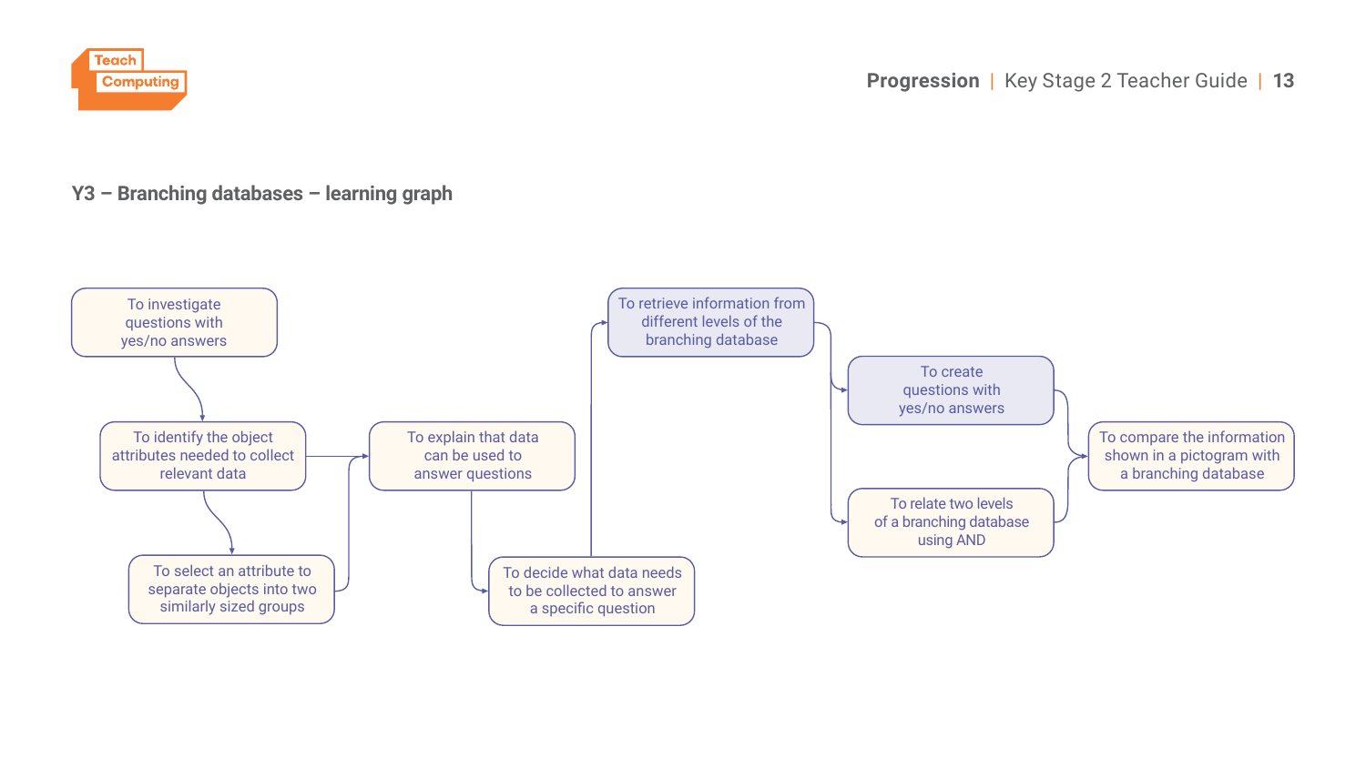## Y3 – Branching databases – learning graph

To investigate questions with yes/no answers

To identify the object attributes needed to collect relevant data

To select an attribute to separate objects into two similarly sized groups

To explain that data can be used to answer questions

To decide what data needs to be collected to answer a specific question

To retrieve information from different levels of the branching database

To create questions with yes/no answers

To relate two levels of a branching database using AND

To compare the information shown in a pictogram with a branching database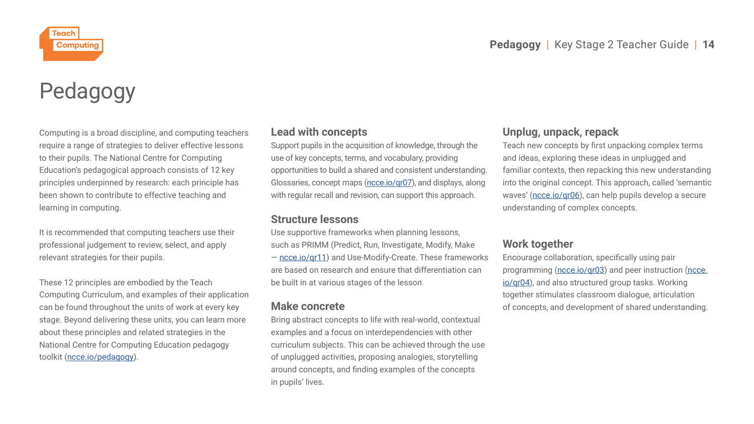# Pedagogy

Computing is a broad discipline, and computing teachers require a range of strategies to deliver effective lessons to their pupils. The National Centre for Computing Education's pedagogical approach consists of 12 key principles underpinned by research: each principle has been shown to contribute to effective teaching and learning in computing.

It is recommended that computing teachers use their professional judgement to review, select, and apply relevant strategies for their pupils.

These 12 principles are embodied by the Teach Computing Curriculum, and examples of their application can be found throughout the units of work at every key stage. Beyond delivering these units, you can learn more about these principles and related strategies in the National Centre for Computing Education pedagogy toolkit (ncce.io/pedagogy).

## Lead with concepts

Support pupils in the acquisition of knowledge, through the use of key concepts, terms, and vocabulary, providing opportunities to build a shared and consistent understanding. Glossaries, concept maps (ncce.io/qr07), and displays, along with regular recall and revision, can support this approach.

## Structure lessons

Use supportive frameworks when planning lessons, such as PRIMM (Predict, Run, Investigate, Modify, Make — ncce.io/qr11) and Use-Modify-Create. These frameworks are based on research and ensure that differentiation can be built in at various stages of the lesson.

## Make concrete

Bring abstract concepts to life with real-world, contextual examples and a focus on interdependencies with other curriculum subjects. This can be achieved through the use of unplugged activities, proposing analogies, storytelling around concepts, and finding examples of the concepts in pupils' lives.

## Unplug, unpack, repack

Teach new concepts by first unpacking complex terms and ideas, exploring these ideas in unplugged and familiar contexts, then repacking this new understanding into the original concept. This approach, called 'semantic waves' (ncce.io/qr06), can help pupils develop a secure understanding of complex concepts.

## Work together

Encourage collaboration, specifically using pair programming (ncce.io/qr03) and peer instruction (ncce.io/qr04), and also structured group tasks. Working together stimulates classroom dialogue, articulation of concepts, and development of shared understanding.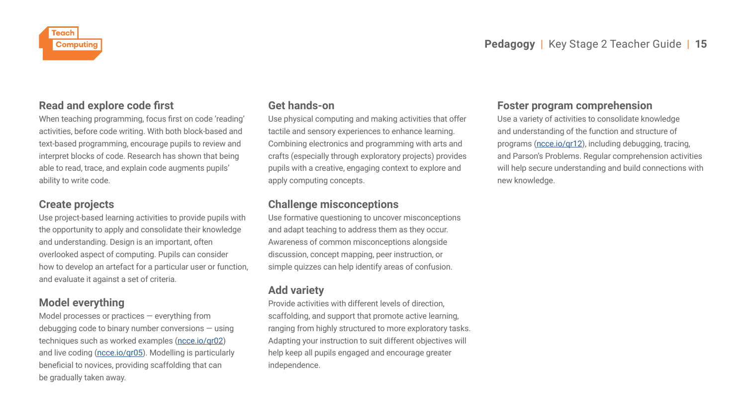## Read and explore code first

When teaching programming, focus first on code 'reading' activities, before code writing. With both block-based and text-based programming, encourage pupils to review and interpret blocks of code. Research has shown that being able to read, trace, and explain code augments pupils' ability to write code.

## Create projects

Use project-based learning activities to provide pupils with the opportunity to apply and consolidate their knowledge and understanding. Design is an important, often overlooked aspect of computing. Pupils can consider how to develop an artefact for a particular user or function, and evaluate it against a set of criteria.

## Model everything

Model processes or practices — everything from debugging code to binary number conversions — using techniques such as worked examples (ncce.io/qr02) and live coding (ncce.io/qr05). Modelling is particularly beneficial to novices, providing scaffolding that can be gradually taken away.

## Get hands-on

Use physical computing and making activities that offer tactile and sensory experiences to enhance learning. Combining electronics and programming with arts and crafts (especially through exploratory projects) provides pupils with a creative, engaging context to explore and apply computing concepts.

## Challenge misconceptions

Use formative questioning to uncover misconceptions and adapt teaching to address them as they occur. Awareness of common misconceptions alongside discussion, concept mapping, peer instruction, or simple quizzes can help identify areas of confusion.

## Add variety

Provide activities with different levels of direction, scaffolding, and support that promote active learning, ranging from highly structured to more exploratory tasks. Adapting your instruction to suit different objectives will help keep all pupils engaged and encourage greater independence.

## Foster program comprehension

Use a variety of activities to consolidate knowledge and understanding of the function and structure of programs (ncce.io/qr12), including debugging, tracing, and Parson's Problems. Regular comprehension activities will help secure understanding and build connections with new knowledge.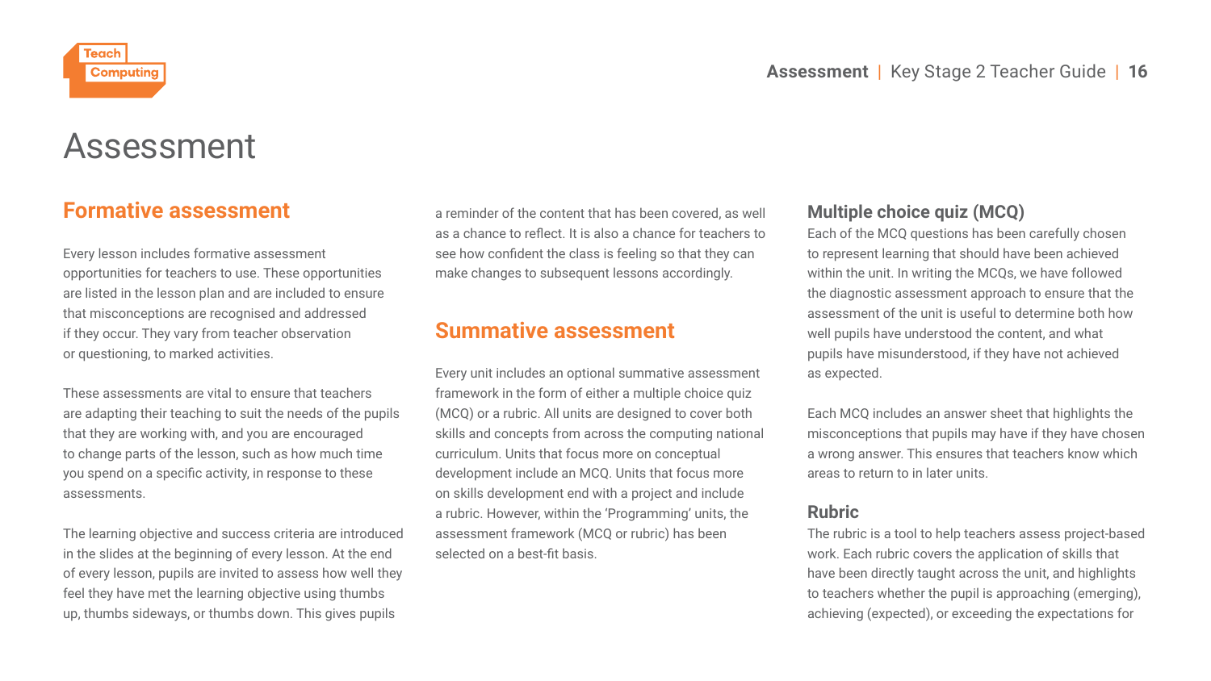# Assessment

## Formative assessment

Every lesson includes formative assessment opportunities for teachers to use. These opportunities are listed in the lesson plan and are included to ensure that misconceptions are recognised and addressed if they occur. They vary from teacher observation or questioning, to marked activities.

These assessments are vital to ensure that teachers are adapting their teaching to suit the needs of the pupils that they are working with, and you are encouraged to change parts of the lesson, such as how much time you spend on a specific activity, in response to these assessments.

The learning objective and success criteria are introduced in the slides at the beginning of every lesson. At the end of every lesson, pupils are invited to assess how well they feel they have met the learning objective using thumbs up, thumbs sideways, or thumbs down. This gives pupils a reminder of the content that has been covered, as well as a chance to reflect. It is also a chance for teachers to see how confident the class is feeling so that they can make changes to subsequent lessons accordingly.

## Summative assessment

Every unit includes an optional summative assessment framework in the form of either a multiple choice quiz (MCQ) or a rubric. All units are designed to cover both skills and concepts from across the computing national curriculum. Units that focus more on conceptual development include an MCQ. Units that focus more on skills development end with a project and include a rubric. However, within the 'Programming' units, the assessment framework (MCQ or rubric) has been selected on a best-fit basis.

### Multiple choice quiz (MCQ)

Each of the MCQ questions has been carefully chosen to represent learning that should have been achieved within the unit. In writing the MCQs, we have followed the diagnostic assessment approach to ensure that the assessment of the unit is useful to determine both how well pupils have understood the content, and what pupils have misunderstood, if they have not achieved as expected.

Each MCQ includes an answer sheet that highlights the misconceptions that pupils may have if they have chosen a wrong answer. This ensures that teachers know which areas to return to in later units.

### Rubric

The rubric is a tool to help teachers assess project-based work. Each rubric covers the application of skills that have been directly taught across the unit, and highlights to teachers whether the pupil is approaching (emerging), achieving (expected), or exceeding the expectations for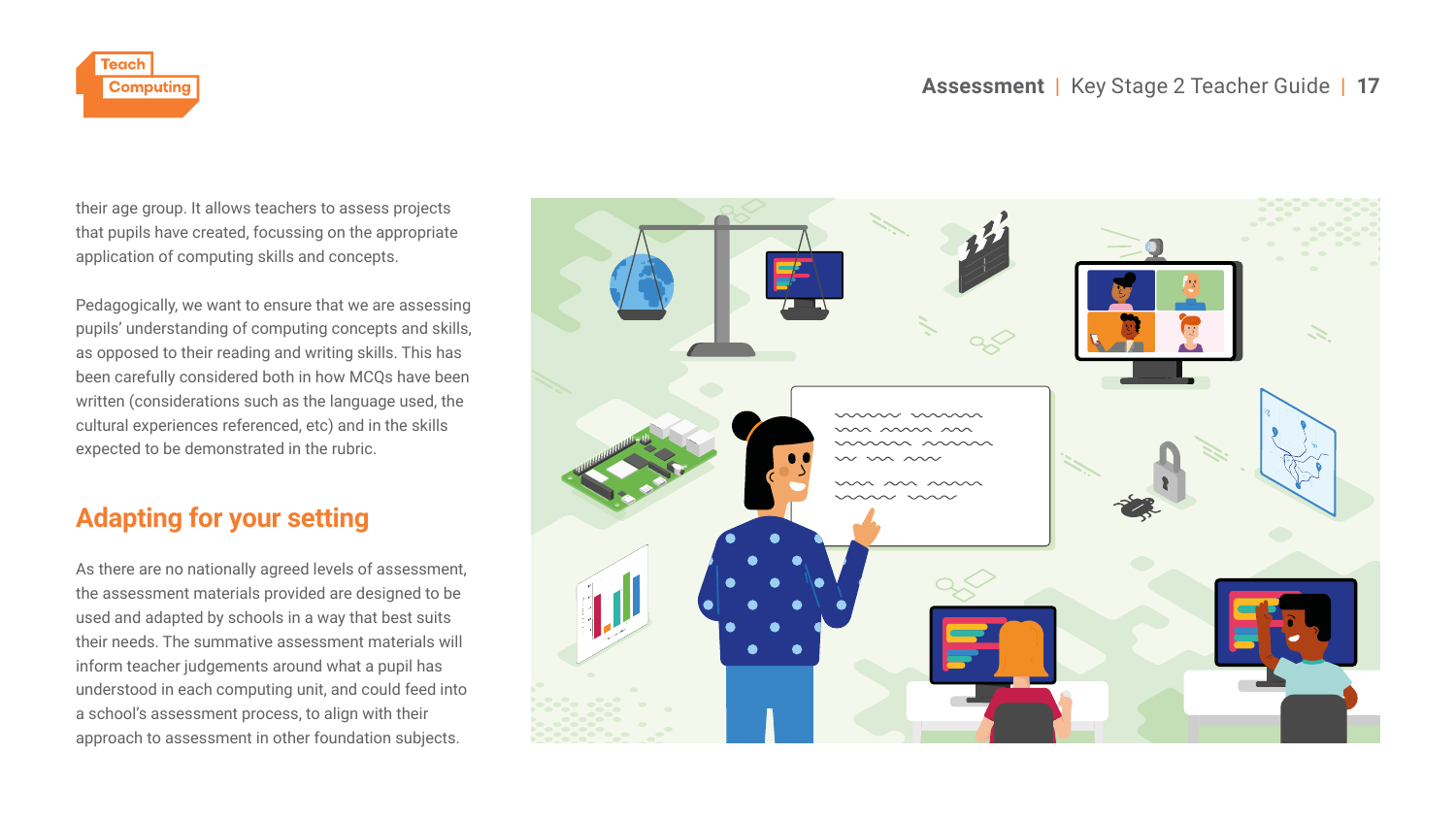their age group. It allows teachers to assess projects that pupils have created, focussing on the appropriate application of computing skills and concepts.

Pedagogically, we want to ensure that we are assessing pupils' understanding of computing concepts and skills, as opposed to their reading and writing skills. This has been carefully considered both in how MCQs have been written (considerations such as the language used, the cultural experiences referenced, etc) and in the skills expected to be demonstrated in the rubric.

## Adapting for your setting

As there are no nationally agreed levels of assessment, the assessment materials provided are designed to be used and adapted by schools in a way that best suits their needs. The summative assessment materials will inform teacher judgements around what a pupil has understood in each computing unit, and could feed into a school's assessment process, to align with their approach to assessment in other foundation subjects.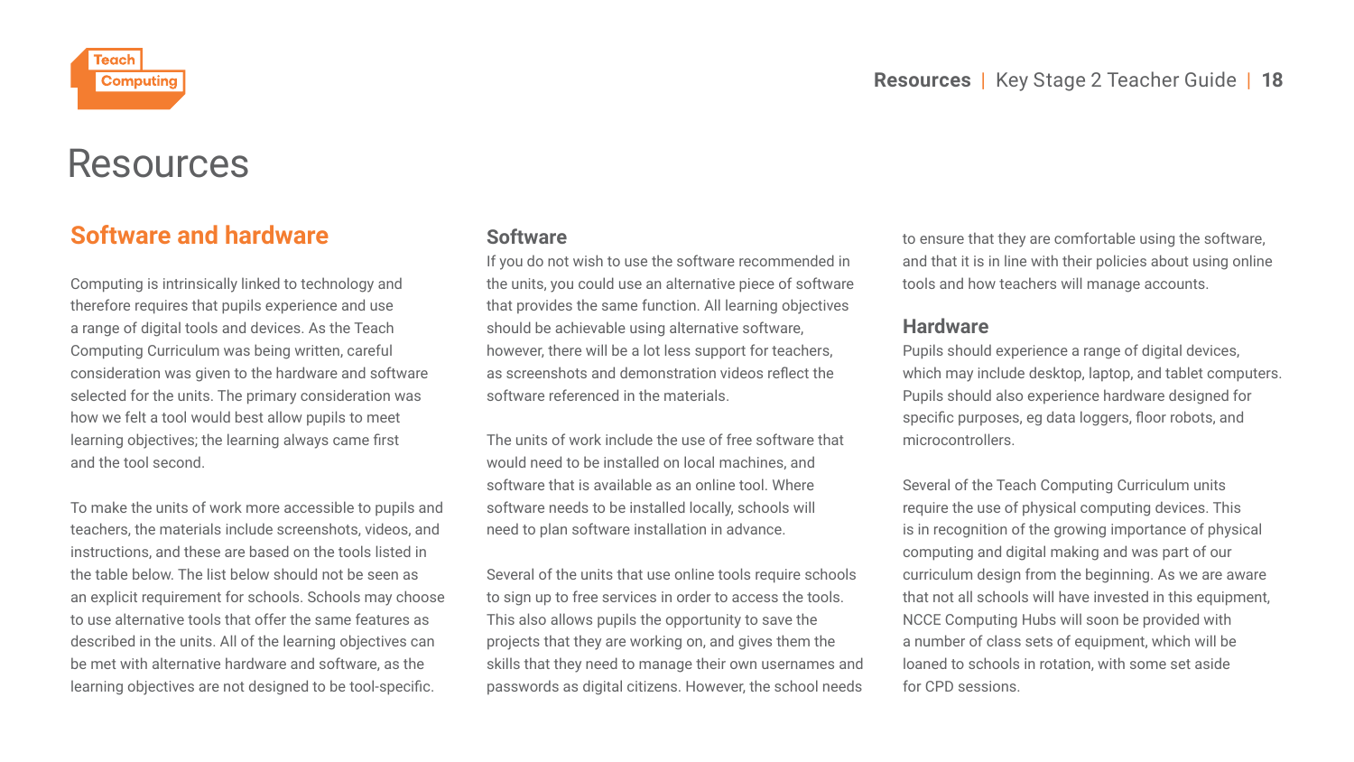# Resources

## Software and hardware

Computing is intrinsically linked to technology and therefore requires that pupils experience and use a range of digital tools and devices. As the Teach Computing Curriculum was being written, careful consideration was given to the hardware and software selected for the units. The primary consideration was how we felt a tool would best allow pupils to meet learning objectives; the learning always came first and the tool second.

To make the units of work more accessible to pupils and teachers, the materials include screenshots, videos, and instructions, and these are based on the tools listed in the table below. The list below should not be seen as an explicit requirement for schools. Schools may choose to use alternative tools that offer the same features as described in the units. All of the learning objectives can be met with alternative hardware and software, as the learning objectives are not designed to be tool-specific.

### Software

If you do not wish to use the software recommended in the units, you could use an alternative piece of software that provides the same function. All learning objectives should be achievable using alternative software, however, there will be a lot less support for teachers, as screenshots and demonstration videos reflect the software referenced in the materials.

The units of work include the use of free software that would need to be installed on local machines, and software that is available as an online tool. Where software needs to be installed locally, schools will need to plan software installation in advance.

Several of the units that use online tools require schools to sign up to free services in order to access the tools. This also allows pupils the opportunity to save the projects that they are working on, and gives them the skills that they need to manage their own usernames and passwords as digital citizens. However, the school needs to ensure that they are comfortable using the software, and that it is in line with their policies about using online tools and how teachers will manage accounts.

### Hardware

Pupils should experience a range of digital devices, which may include desktop, laptop, and tablet computers. Pupils should also experience hardware designed for specific purposes, eg data loggers, floor robots, and microcontrollers.

Several of the Teach Computing Curriculum units require the use of physical computing devices. This is in recognition of the growing importance of physical computing and digital making and was part of our curriculum design from the beginning. As we are aware that not all schools will have invested in this equipment, NCCE Computing Hubs will soon be provided with a number of class sets of equipment, which will be loaned to schools in rotation, with some set aside for CPD sessions.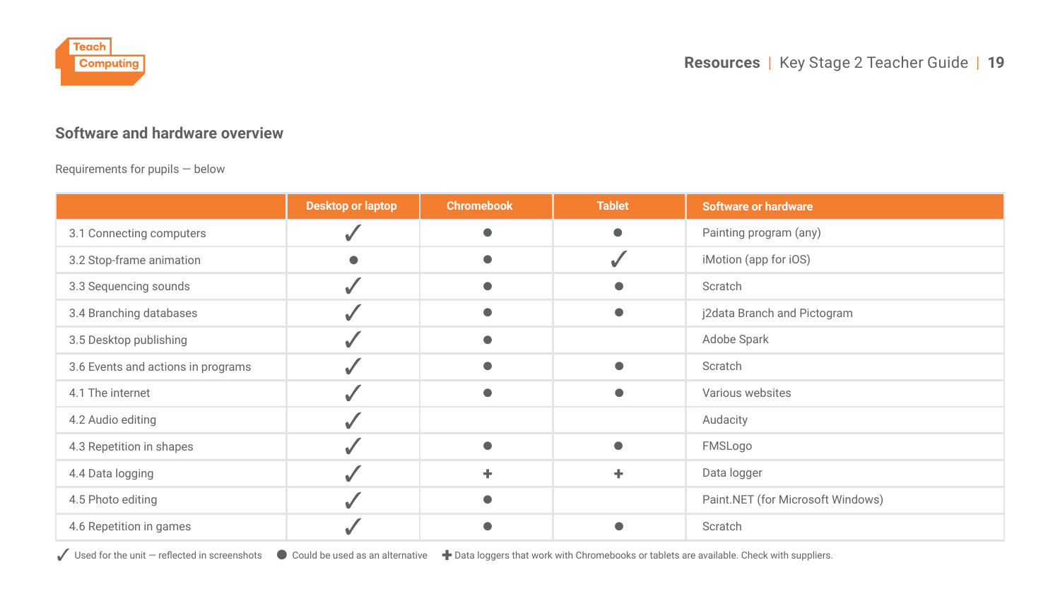## Software and hardware overview

Requirements for pupils — below

| | Desktop or laptop | Chromebook | Tablet | Software or hardware |
|---|---|---|---|---|
| 3.1 Connecting computers | ✓ | ● | ● | Painting program (any) |
| 3.2 Stop-frame animation | ● | ● | ✓ | iMotion (app for iOS) |
| 3.3 Sequencing sounds | ✓ | ● | ● | Scratch |
| 3.4 Branching databases | ✓ | ● | ● | j2data Branch and Pictogram |
| 3.5 Desktop publishing | ✓ | ● | | Adobe Spark |
| 3.6 Events and actions in programs | ✓ | ● | ● | Scratch |
| 4.1 The internet | ✓ | ● | ● | Various websites |
| 4.2 Audio editing | ✓ | | | Audacity |
| 4.3 Repetition in shapes | ✓ | ● | ● | FMSLogo |
| 4.4 Data logging | ✓ | ✚ | ✚ | Data logger |
| 4.5 Photo editing | ✓ | ● | | Paint.NET (for Microsoft Windows) |
| 4.6 Repetition in games | ✓ | ● | ● | Scratch |

✓ Used for the unit — reflected in screenshots ● Could be used as an alternative ✚ Data loggers that work with Chromebooks or tablets are available. Check with suppliers.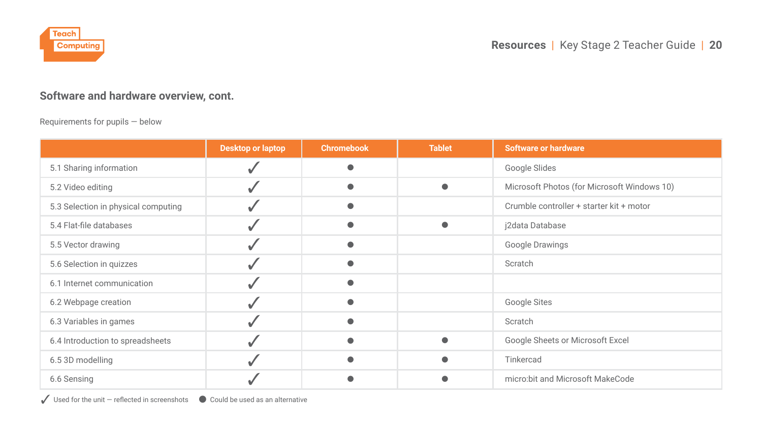## Software and hardware overview, cont.

Requirements for pupils — below

| | Desktop or laptop | Chromebook | Tablet | Software or hardware |
|---|---|---|---|---|
| 5.1 Sharing information | ✓ | ● | | Google Slides |
| 5.2 Video editing | ✓ | ● | ● | Microsoft Photos (for Microsoft Windows 10) |
| 5.3 Selection in physical computing | ✓ | ● | | Crumble controller + starter kit + motor |
| 5.4 Flat-file databases | ✓ | ● | ● | j2data Database |
| 5.5 Vector drawing | ✓ | ● | | Google Drawings |
| 5.6 Selection in quizzes | ✓ | ● | | Scratch |
| 6.1 Internet communication | ✓ | ● | | |
| 6.2 Webpage creation | ✓ | ● | | Google Sites |
| 6.3 Variables in games | ✓ | ● | | Scratch |
| 6.4 Introduction to spreadsheets | ✓ | ● | ● | Google Sheets or Microsoft Excel |
| 6.5 3D modelling | ✓ | ● | ● | Tinkercad |
| 6.6 Sensing | ✓ | ● | ● | micro:bit and Microsoft MakeCode |

✓ Used for the unit — reflected in screenshots ● Could be used as an alternative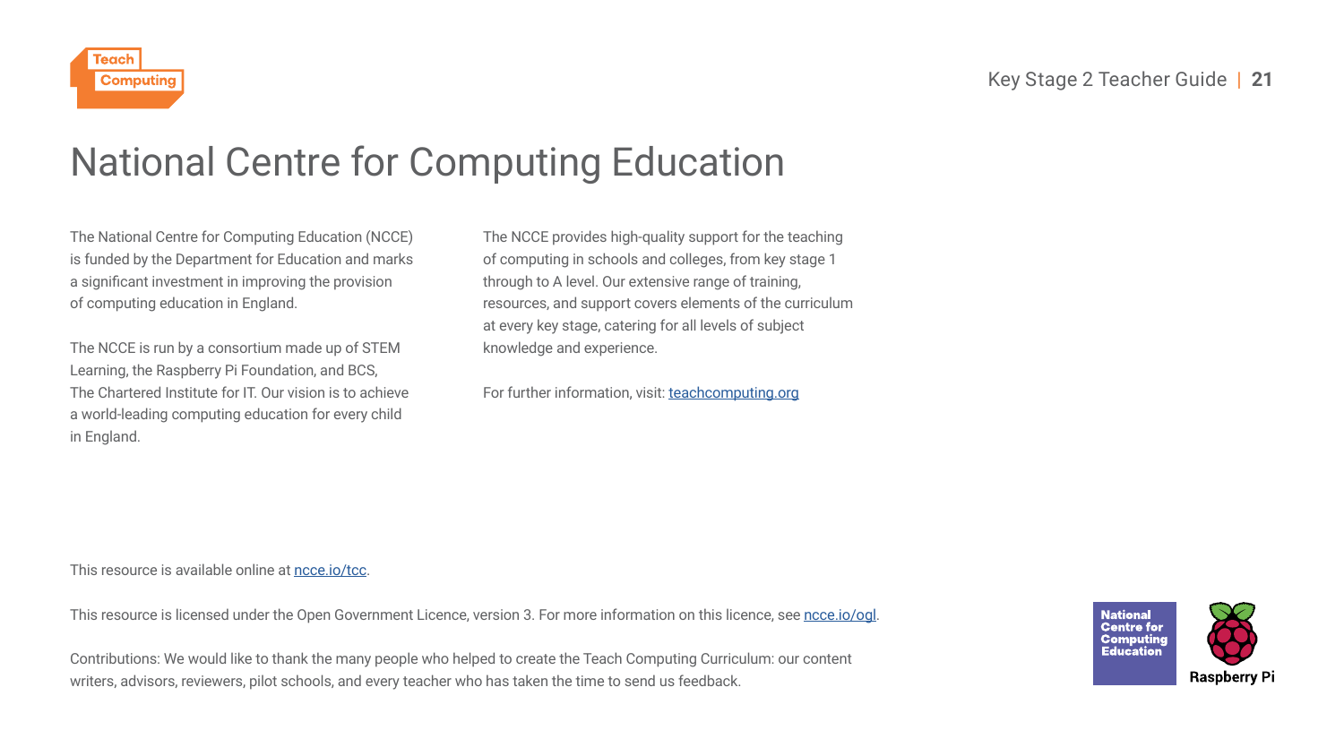# National Centre for Computing Education

The National Centre for Computing Education (NCCE) is funded by the Department for Education and marks a significant investment in improving the provision of computing education in England.

The NCCE is run by a consortium made up of STEM Learning, the Raspberry Pi Foundation, and BCS, The Chartered Institute for IT. Our vision is to achieve a world-leading computing education for every child in England.

The NCCE provides high-quality support for the teaching of computing in schools and colleges, from key stage 1 through to A level. Our extensive range of training, resources, and support covers elements of the curriculum at every key stage, catering for all levels of subject knowledge and experience.

For further information, visit: [teachcomputing.org](teachcomputing.org)

This resource is available online at [ncce.io/tcc](ncce.io/tcc).

This resource is licensed under the Open Government Licence, version 3. For more information on this licence, see [ncce.io/ogl](ncce.io/ogl).

Contributions: We would like to thank the many people who helped to create the Teach Computing Curriculum: our content writers, advisors, reviewers, pilot schools, and every teacher who has taken the time to send us feedback.